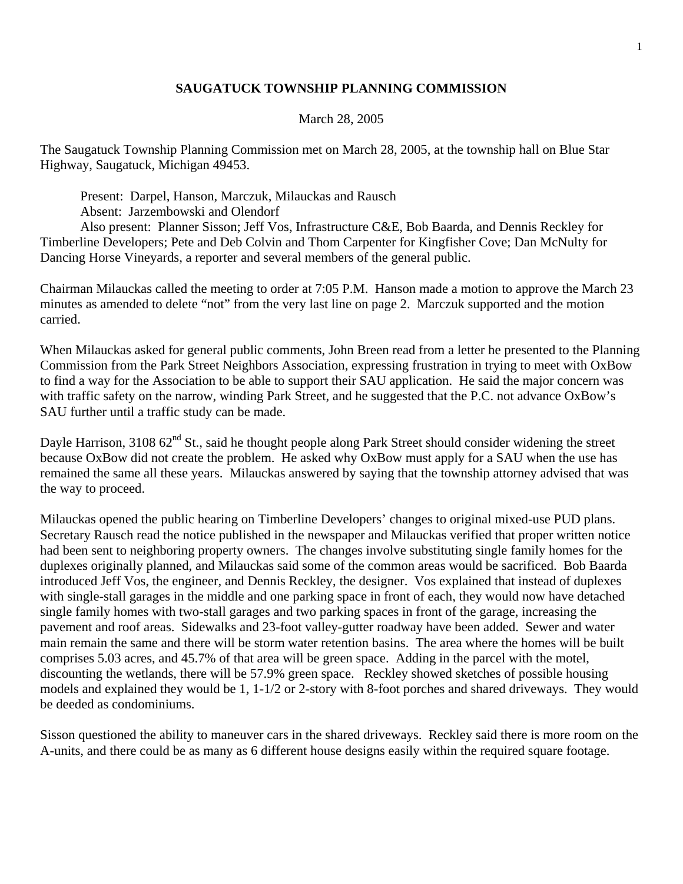# SAUGATUCK TOWNSHIP PLANNING COMMISSION

March 28, 2005

The Saugatuck Township Planning Commission met on March 28, 2005, at the township hall on Blue Star Highway, Saugatuck, Michigan 49453.

Present: Darpel, Hanson, Marczuk, Milauckas and Rausch
Absent: Jarzembowski and Olendorf
Also present: Planner Sisson; Jeff Vos, Infrastructure C&E, Bob Baarda, and Dennis Reckley for Timberline Developers; Pete and Deb Colvin and Thom Carpenter for Kingfisher Cove; Dan McNulty for Dancing Horse Vineyards, a reporter and several members of the general public.

Chairman Milauckas called the meeting to order at 7:05 P.M. Hanson made a motion to approve the March 23 minutes as amended to delete "not" from the very last line on page 2. Marczuk supported and the motion carried.

When Milauckas asked for general public comments, John Breen read from a letter he presented to the Planning Commission from the Park Street Neighbors Association, expressing frustration in trying to meet with OxBow to find a way for the Association to be able to support their SAU application. He said the major concern was with traffic safety on the narrow, winding Park Street, and he suggested that the P.C. not advance OxBow's SAU further until a traffic study can be made.

Dayle Harrison, 3108 62nd St., said he thought people along Park Street should consider widening the street because OxBow did not create the problem. He asked why OxBow must apply for a SAU when the use has remained the same all these years. Milauckas answered by saying that the township attorney advised that was the way to proceed.

Milauckas opened the public hearing on Timberline Developers' changes to original mixed-use PUD plans. Secretary Rausch read the notice published in the newspaper and Milauckas verified that proper written notice had been sent to neighboring property owners. The changes involve substituting single family homes for the duplexes originally planned, and Milauckas said some of the common areas would be sacrificed. Bob Baarda introduced Jeff Vos, the engineer, and Dennis Reckley, the designer. Vos explained that instead of duplexes with single-stall garages in the middle and one parking space in front of each, they would now have detached single family homes with two-stall garages and two parking spaces in front of the garage, increasing the pavement and roof areas. Sidewalks and 23-foot valley-gutter roadway have been added. Sewer and water main remain the same and there will be storm water retention basins. The area where the homes will be built comprises 5.03 acres, and 45.7% of that area will be green space. Adding in the parcel with the motel, discounting the wetlands, there will be 57.9% green space. Reckley showed sketches of possible housing models and explained they would be 1, 1-1/2 or 2-story with 8-foot porches and shared driveways. They would be deeded as condominiums.

Sisson questioned the ability to maneuver cars in the shared driveways. Reckley said there is more room on the A-units, and there could be as many as 6 different house designs easily within the required square footage.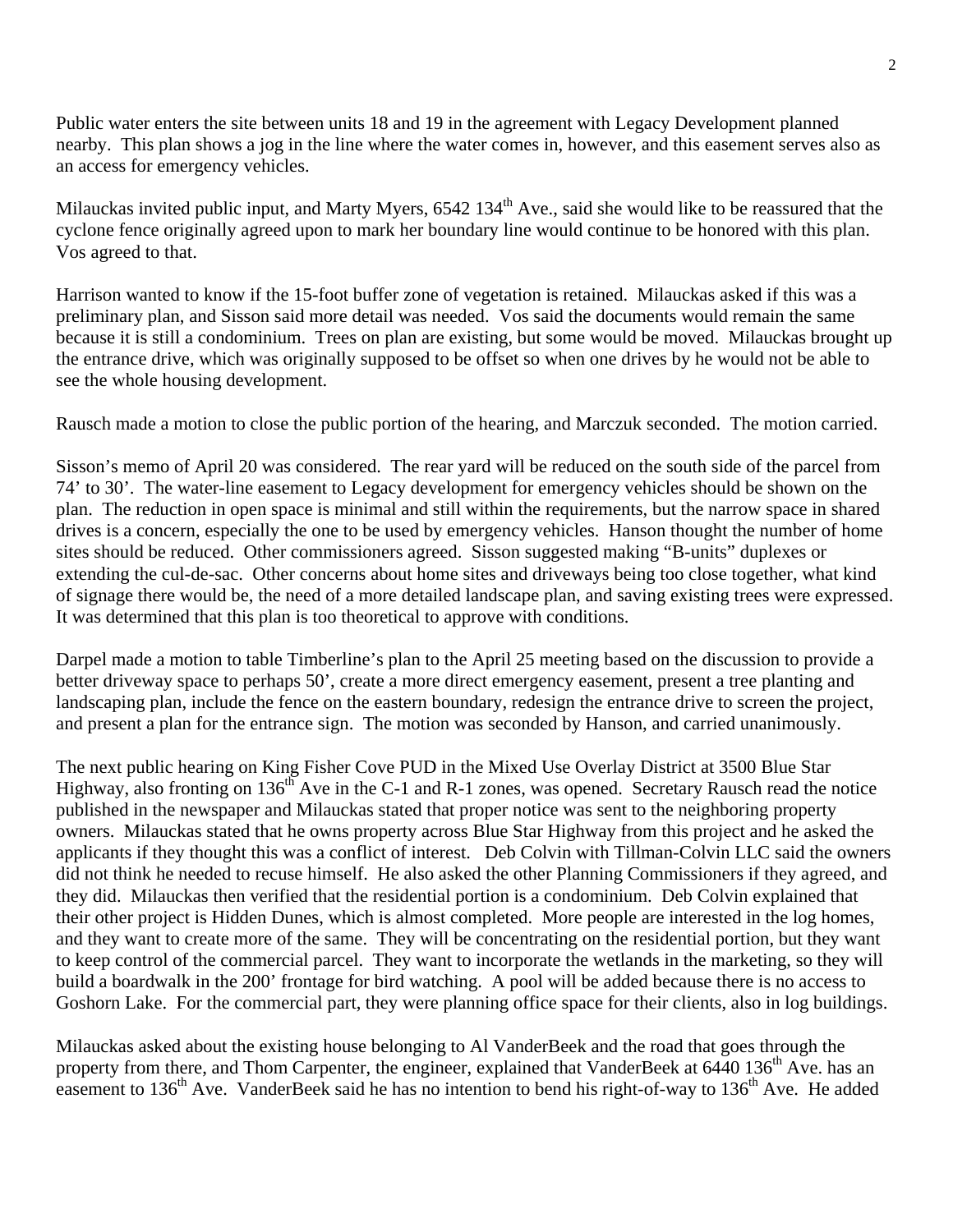Public water enters the site between units 18 and 19 in the agreement with Legacy Development planned nearby. This plan shows a jog in the line where the water comes in, however, and this easement serves also as an access for emergency vehicles.

Milauckas invited public input, and Marty Myers, 6542 134th Ave., said she would like to be reassured that the cyclone fence originally agreed upon to mark her boundary line would continue to be honored with this plan. Vos agreed to that.

Harrison wanted to know if the 15-foot buffer zone of vegetation is retained. Milauckas asked if this was a preliminary plan, and Sisson said more detail was needed. Vos said the documents would remain the same because it is still a condominium. Trees on plan are existing, but some would be moved. Milauckas brought up the entrance drive, which was originally supposed to be offset so when one drives by he would not be able to see the whole housing development.

Rausch made a motion to close the public portion of the hearing, and Marczuk seconded. The motion carried.

Sisson's memo of April 20 was considered. The rear yard will be reduced on the south side of the parcel from 74' to 30'. The water-line easement to Legacy development for emergency vehicles should be shown on the plan. The reduction in open space is minimal and still within the requirements, but the narrow space in shared drives is a concern, especially the one to be used by emergency vehicles. Hanson thought the number of home sites should be reduced. Other commissioners agreed. Sisson suggested making "B-units" duplexes or extending the cul-de-sac. Other concerns about home sites and driveways being too close together, what kind of signage there would be, the need of a more detailed landscape plan, and saving existing trees were expressed. It was determined that this plan is too theoretical to approve with conditions.

Darpel made a motion to table Timberline's plan to the April 25 meeting based on the discussion to provide a better driveway space to perhaps 50', create a more direct emergency easement, present a tree planting and landscaping plan, include the fence on the eastern boundary, redesign the entrance drive to screen the project, and present a plan for the entrance sign. The motion was seconded by Hanson, and carried unanimously.

The next public hearing on King Fisher Cove PUD in the Mixed Use Overlay District at 3500 Blue Star Highway, also fronting on 136th Ave in the C-1 and R-1 zones, was opened. Secretary Rausch read the notice published in the newspaper and Milauckas stated that proper notice was sent to the neighboring property owners. Milauckas stated that he owns property across Blue Star Highway from this project and he asked the applicants if they thought this was a conflict of interest. Deb Colvin with Tillman-Colvin LLC said the owners did not think he needed to recuse himself. He also asked the other Planning Commissioners if they agreed, and they did. Milauckas then verified that the residential portion is a condominium. Deb Colvin explained that their other project is Hidden Dunes, which is almost completed. More people are interested in the log homes, and they want to create more of the same. They will be concentrating on the residential portion, but they want to keep control of the commercial parcel. They want to incorporate the wetlands in the marketing, so they will build a boardwalk in the 200' frontage for bird watching. A pool will be added because there is no access to Goshorn Lake. For the commercial part, they were planning office space for their clients, also in log buildings.

Milauckas asked about the existing house belonging to Al VanderBeek and the road that goes through the property from there, and Thom Carpenter, the engineer, explained that VanderBeek at 6440 136th Ave. has an easement to 136th Ave. VanderBeek said he has no intention to bend his right-of-way to 136th Ave. He added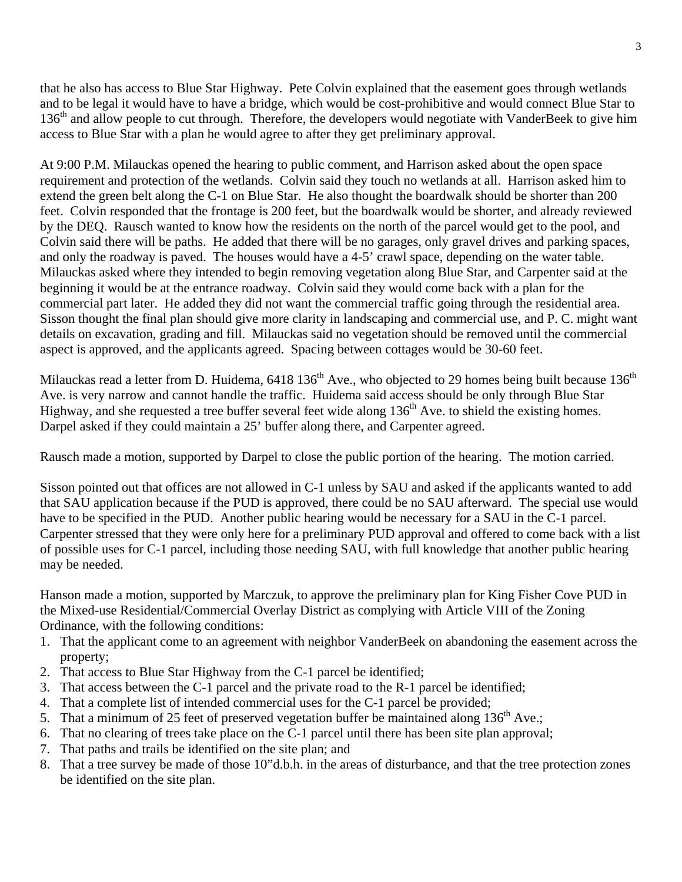that he also has access to Blue Star Highway. Pete Colvin explained that the easement goes through wetlands and to be legal it would have to have a bridge, which would be cost-prohibitive and would connect Blue Star to 136th and allow people to cut through. Therefore, the developers would negotiate with VanderBeek to give him access to Blue Star with a plan he would agree to after they get preliminary approval.

At 9:00 P.M. Milauckas opened the hearing to public comment, and Harrison asked about the open space requirement and protection of the wetlands. Colvin said they touch no wetlands at all. Harrison asked him to extend the green belt along the C-1 on Blue Star. He also thought the boardwalk should be shorter than 200 feet. Colvin responded that the frontage is 200 feet, but the boardwalk would be shorter, and already reviewed by the DEQ. Rausch wanted to know how the residents on the north of the parcel would get to the pool, and Colvin said there will be paths. He added that there will be no garages, only gravel drives and parking spaces, and only the roadway is paved. The houses would have a 4-5' crawl space, depending on the water table. Milauckas asked where they intended to begin removing vegetation along Blue Star, and Carpenter said at the beginning it would be at the entrance roadway. Colvin said they would come back with a plan for the commercial part later. He added they did not want the commercial traffic going through the residential area. Sisson thought the final plan should give more clarity in landscaping and commercial use, and P. C. might want details on excavation, grading and fill. Milauckas said no vegetation should be removed until the commercial aspect is approved, and the applicants agreed. Spacing between cottages would be 30-60 feet.

Milauckas read a letter from D. Huidema, 6418 136th Ave., who objected to 29 homes being built because 136th Ave. is very narrow and cannot handle the traffic. Huidema said access should be only through Blue Star Highway, and she requested a tree buffer several feet wide along 136th Ave. to shield the existing homes. Darpel asked if they could maintain a 25' buffer along there, and Carpenter agreed.

Rausch made a motion, supported by Darpel to close the public portion of the hearing. The motion carried.

Sisson pointed out that offices are not allowed in C-1 unless by SAU and asked if the applicants wanted to add that SAU application because if the PUD is approved, there could be no SAU afterward. The special use would have to be specified in the PUD. Another public hearing would be necessary for a SAU in the C-1 parcel. Carpenter stressed that they were only here for a preliminary PUD approval and offered to come back with a list of possible uses for C-1 parcel, including those needing SAU, with full knowledge that another public hearing may be needed.

Hanson made a motion, supported by Marczuk, to approve the preliminary plan for King Fisher Cove PUD in the Mixed-use Residential/Commercial Overlay District as complying with Article VIII of the Zoning Ordinance, with the following conditions:

1. That the applicant come to an agreement with neighbor VanderBeek on abandoning the easement across the property;
2. That access to Blue Star Highway from the C-1 parcel be identified;
3. That access between the C-1 parcel and the private road to the R-1 parcel be identified;
4. That a complete list of intended commercial uses for the C-1 parcel be provided;
5. That a minimum of 25 feet of preserved vegetation buffer be maintained along 136th Ave.;
6. That no clearing of trees take place on the C-1 parcel until there has been site plan approval;
7. That paths and trails be identified on the site plan; and
8. That a tree survey be made of those 10"d.b.h. in the areas of disturbance, and that the tree protection zones be identified on the site plan.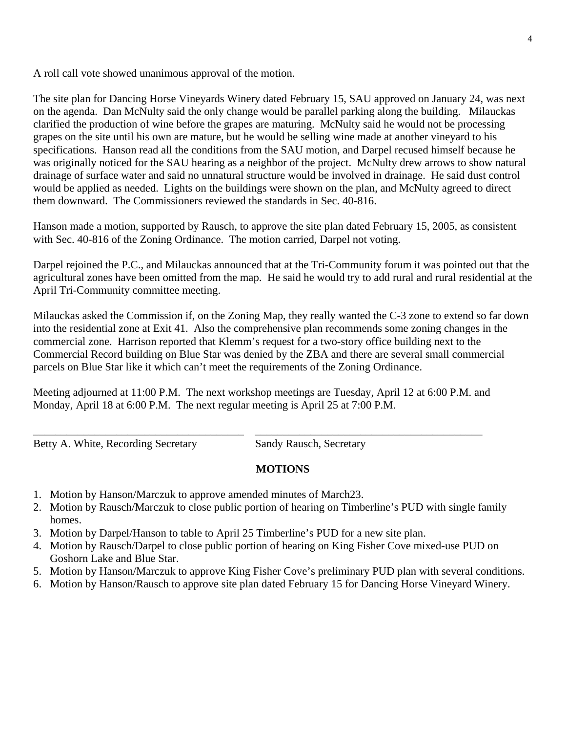A roll call vote showed unanimous approval of the motion.

The site plan for Dancing Horse Vineyards Winery dated February 15, SAU approved on January 24, was next on the agenda. Dan McNulty said the only change would be parallel parking along the building. Milauckas clarified the production of wine before the grapes are maturing. McNulty said he would not be processing grapes on the site until his own are mature, but he would be selling wine made at another vineyard to his specifications. Hanson read all the conditions from the SAU motion, and Darpel recused himself because he was originally noticed for the SAU hearing as a neighbor of the project. McNulty drew arrows to show natural drainage of surface water and said no unnatural structure would be involved in drainage. He said dust control would be applied as needed. Lights on the buildings were shown on the plan, and McNulty agreed to direct them downward. The Commissioners reviewed the standards in Sec. 40-816.

Hanson made a motion, supported by Rausch, to approve the site plan dated February 15, 2005, as consistent with Sec. 40-816 of the Zoning Ordinance. The motion carried, Darpel not voting.

Darpel rejoined the P.C., and Milauckas announced that at the Tri-Community forum it was pointed out that the agricultural zones have been omitted from the map. He said he would try to add rural and rural residential at the April Tri-Community committee meeting.

Milauckas asked the Commission if, on the Zoning Map, they really wanted the C-3 zone to extend so far down into the residential zone at Exit 41. Also the comprehensive plan recommends some zoning changes in the commercial zone. Harrison reported that Klemm's request for a two-story office building next to the Commercial Record building on Blue Star was denied by the ZBA and there are several small commercial parcels on Blue Star like it which can't meet the requirements of the Zoning Ordinance.

Meeting adjourned at 11:00 P.M. The next workshop meetings are Tuesday, April 12 at 6:00 P.M. and Monday, April 18 at 6:00 P.M. The next regular meeting is April 25 at 7:00 P.M.

\_\_\_\_\_\_\_\_\_\_\_\_\_\_\_\_\_\_\_\_\_\_\_\_\_\_\_\_\_\_\_\_ \_\_\_\_\_\_\_\_\_\_\_\_\_\_\_\_\_\_\_\_\_\_\_\_\_\_\_\_\_\_\_\_

Betty A. White, Recording Secretary Sandy Rausch, Secretary

## MOTIONS

1. Motion by Hanson/Marczuk to approve amended minutes of March23.
2. Motion by Rausch/Marczuk to close public portion of hearing on Timberline's PUD with single family homes.
3. Motion by Darpel/Hanson to table to April 25 Timberline's PUD for a new site plan.
4. Motion by Rausch/Darpel to close public portion of hearing on King Fisher Cove mixed-use PUD on Goshorn Lake and Blue Star.
5. Motion by Hanson/Marczuk to approve King Fisher Cove's preliminary PUD plan with several conditions.
6. Motion by Hanson/Rausch to approve site plan dated February 15 for Dancing Horse Vineyard Winery.